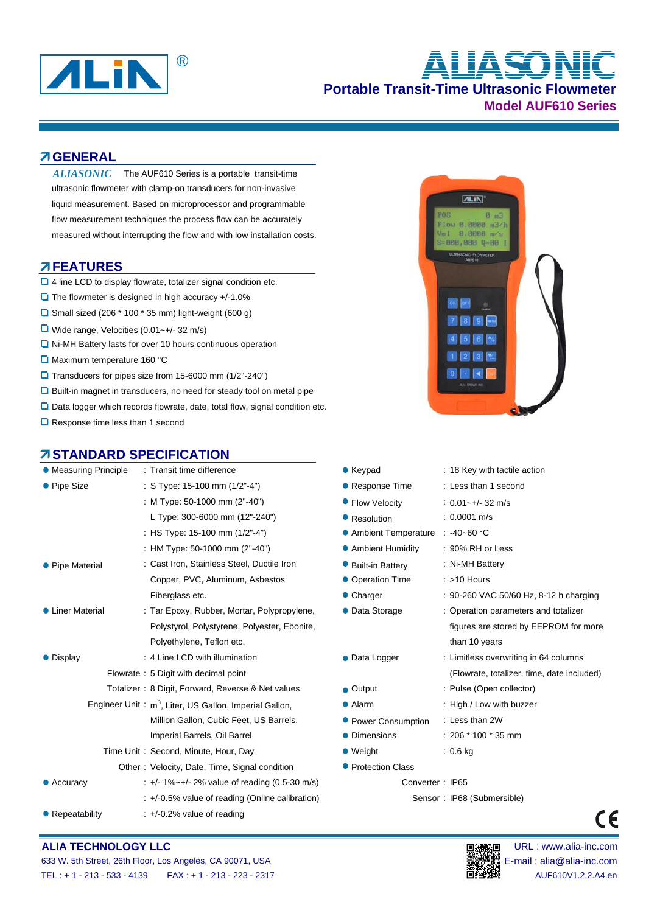# ALIASONIC

## Portable Transit-Time Ultrasonic Flowmeter

### Model AUF610 Series

## GENERAL

*ALIASONIC* The AUF610 Series is a portable transit-time ultrasonic flowmeter with clamp-on transducers for non-invasive liquid measurement. Based on microprocessor and programmable flow measurement techniques the process flow can be accurately measured without interrupting the flow and with low installation costs.

## FEATURES

- 4 line LCD to display flowrate, totalizer signal condition etc.
- The flowmeter is designed in high accuracy +/-1.0%
- Small sized (206 * 100 * 35 mm) light-weight (600 g)
- Wide range, Velocities (0.01~+/- 32 m/s)
- Ni-MH Battery lasts for over 10 hours continuous operation
- Maximum temperature 160 °C
- Transducers for pipes size from 15-6000 mm (1/2"-240")
- Built-in magnet in transducers, no need for steady tool on metal pipe
- Data logger which records flowrate, date, total flow, signal condition etc.
- Response time less than 1 second

## STANDARD SPECIFICATION

| | | |
|---|---|---|
| Measuring Principle | | Transit time difference |
| Pipe Size | | S Type: 15-100 mm (1/2"-4") |
| | | M Type: 50-1000 mm (2"-40") |
| | | L Type: 300-6000 mm (12"-240") |
| | | HS Type: 15-100 mm (1/2"-4") |
| | | HM Type: 50-1000 mm (2"-40") |
| Pipe Material | | Cast Iron, Stainless Steel, Ductile Iron Copper, PVC, Aluminum, Asbestos Fiberglass etc. |
| Liner Material | | Tar Epoxy, Rubber, Mortar, Polypropylene, Polystyrol, Polystyrene, Polyester, Ebonite, Polyethylene, Teflon etc. |
| Display | | 4 Line LCD with illumination |
| | Flowrate | 5 Digit with decimal point |
| | Totalizer | 8 Digit, Forward, Reverse & Net values |
| | Engineer Unit | $m^3$, Liter, US Gallon, Imperial Gallon, Million Gallon, Cubic Feet, US Barrels, Imperial Barrels, Oil Barrel |
| | Time Unit | Second, Minute, Hour, Day |
| | Other | Velocity, Date, Time, Signal condition |
| Accuracy | | +/- 1%~+/- 2% value of reading (0.5-30 m/s) |
| | | +/-0.5% value of reading (Online calibration) |
| Repeatability | | +/-0.2% value of reading |

| | | |
|---|---|---|
| Keypad | | 18 Key with tactile action |
| Response Time | | Less than 1 second |
| Flow Velocity | | 0.01~+/- 32 m/s |
| Resolution | | 0.0001 m/s |
| Ambient Temperature | | -40~60 °C |
| Ambient Humidity | | 90% RH or Less |
| Built-in Battery | | Ni-MH Battery |
| Operation Time | | >10 Hours |
| Charger | | 90-260 VAC 50/60 Hz, 8-12 h charging |
| Data Storage | | Operation parameters and totalizer figures are stored by EEPROM for more than 10 years |
| Data Logger | | Limitless overwriting in 64 columns (Flowrate, totalizer, time, date included) |
| Output | | Pulse (Open collector) |
| Alarm | | High / Low with buzzer |
| Power Consumption | | Less than 2W |
| Dimensions | | 206 * 100 * 35 mm |
| Weight | | 0.6 kg |
| Protection Class | | |
| | Converter | IP65 |
| | Sensor | IP68 (Submersible) |

**ALIA TECHNOLOGY LLC**
633 W. 5th Street, 26th Floor, Los Angeles, CA 90071, USA
TEL : + 1 - 213 - 533 - 4139 FAX : + 1 - 213 - 223 - 2317

URL : www.alia-inc.com
E-mail : alia@alia-inc.com
AUF610V1.2.2.A4.en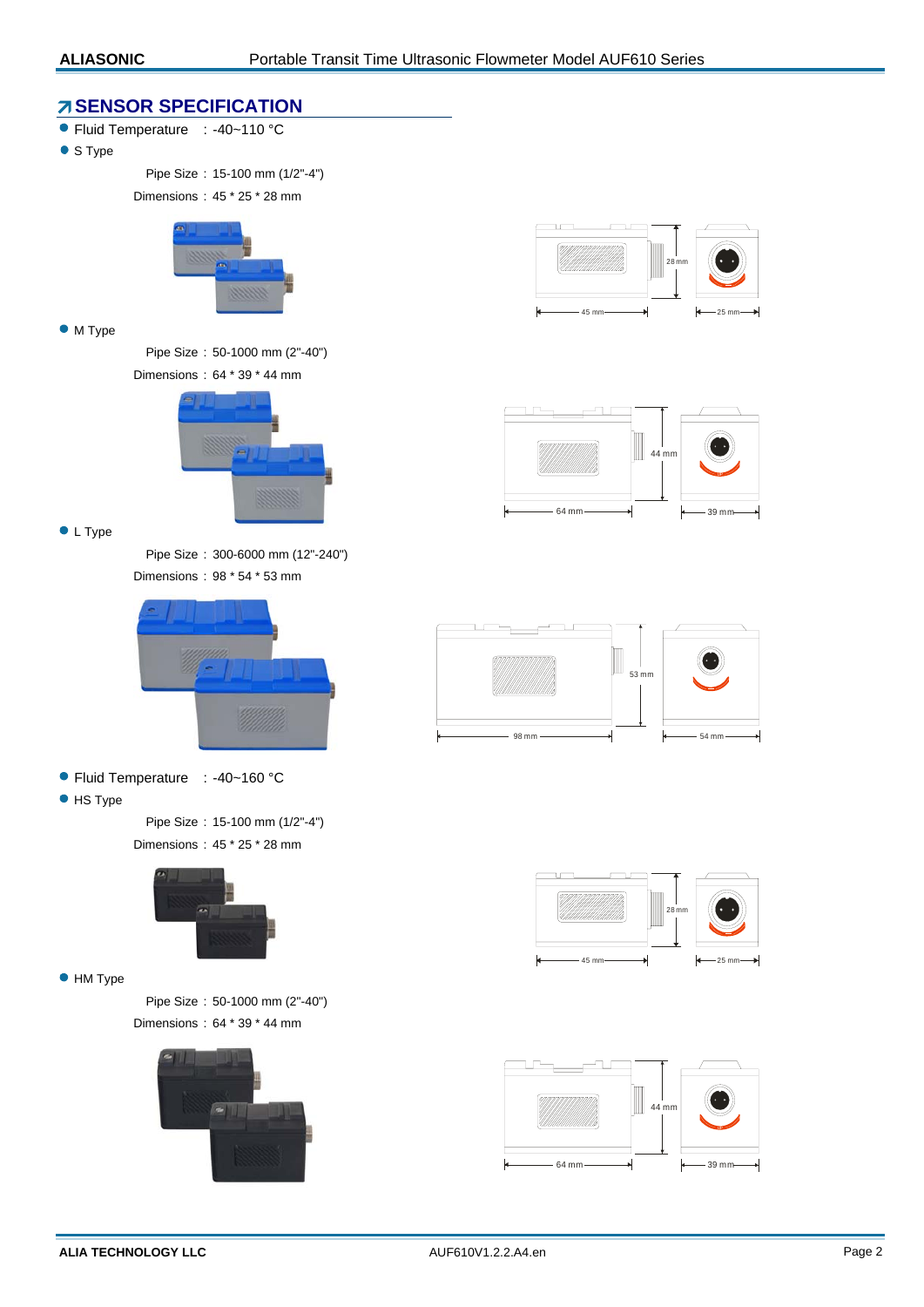## SENSOR SPECIFICATION

- Fluid Temperature : -40~110 °C
- S Type

  Pipe Size : 15-100 mm (1/2"-4")

  Dimensions : 45 * 25 * 28 mm

- M Type

  Pipe Size : 50-1000 mm (2"-40")

  Dimensions : 64 * 39 * 44 mm

- L Type

  Pipe Size : 300-6000 mm (12"-240")

  Dimensions : 98 * 54 * 53 mm

- Fluid Temperature : -40~160 °C
- HS Type

  Pipe Size : 15-100 mm (1/2"-4")

  Dimensions : 45 * 25 * 28 mm

- HM Type

  Pipe Size : 50-1000 mm (2"-40")

  Dimensions : 64 * 39 * 44 mm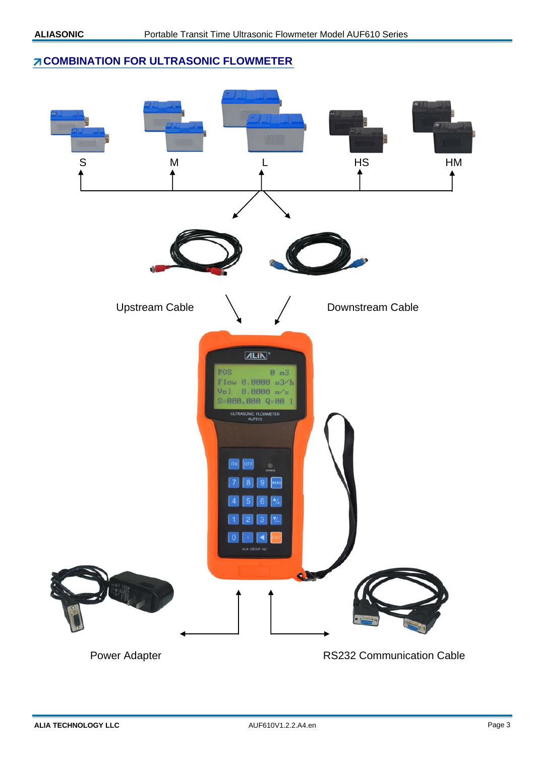# COMBINATION FOR ULTRASONIC FLOWMETER

S

M

L

HS

HM

Upstream Cable

Downstream Cable

Power Adapter

RS232 Communication Cable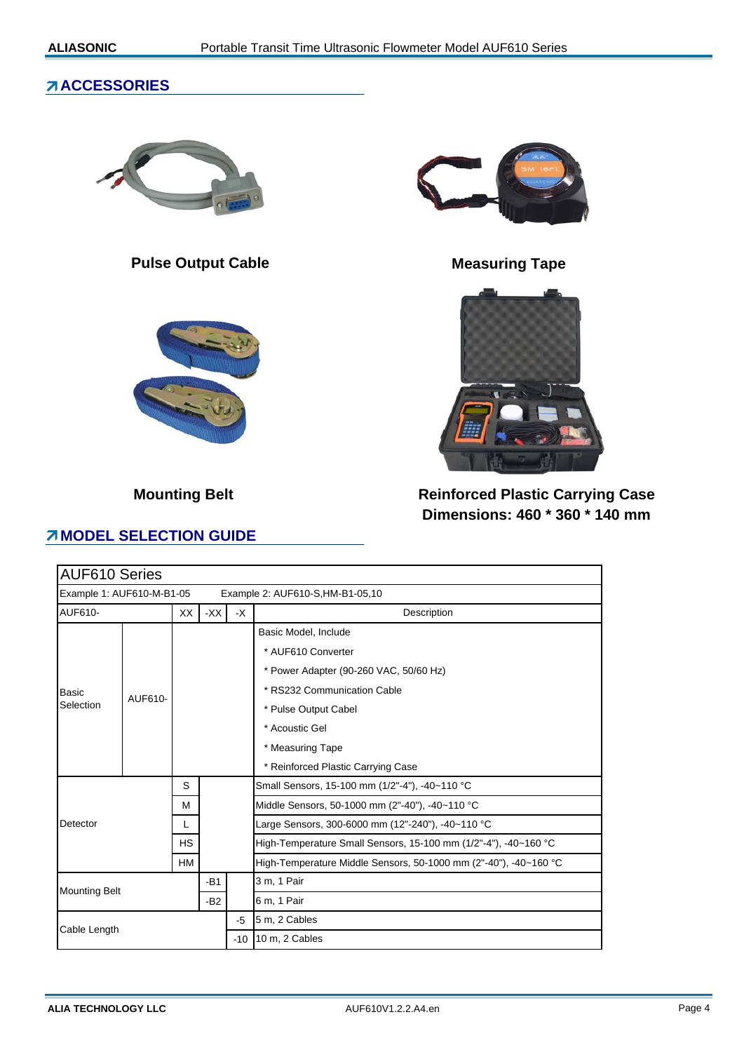## ACCESSORIES

**Pulse Output Cable**

**Measuring Tape**

**Mounting Belt**

**Reinforced Plastic Carrying Case**
**Dimensions: 460 * 360 * 140 mm**

## MODEL SELECTION GUIDE

| AUF610 Series | | | | | |
|---|---|---|---|---|---|
| Example 1: AUF610-M-B1-05 | | | | | Example 2: AUF610-S,HM-B1-05,10 |
| AUF610- | | XX | -XX | -X | Description |
| Basic Selection | AUF610- | | | | Basic Model, Include<br>* AUF610 Converter<br>* Power Adapter (90-260 VAC, 50/60 Hz)<br>* RS232 Communication Cable<br>* Pulse Output Cabel<br>* Acoustic Gel<br>* Measuring Tape<br>* Reinforced Plastic Carrying Case |
| Detector | | S | | | Small Sensors, 15-100 mm (1/2"-4"), -40~110 °C |
| | | M | | | Middle Sensors, 50-1000 mm (2"-40"), -40~110 °C |
| | | L | | | Large Sensors, 300-6000 mm (12"-240"), -40~110 °C |
| | | HS | | | High-Temperature Small Sensors, 15-100 mm (1/2"-4"), -40~160 °C |
| | | HM | | | High-Temperature Middle Sensors, 50-1000 mm (2"-40"), -40~160 °C |
| Mounting Belt | | | -B1 | | 3 m, 1 Pair |
| | | | -B2 | | 6 m, 1 Pair |
| Cable Length | | | | -5 | 5 m, 2 Cables |
| | | | | -10 | 10 m, 2 Cables |